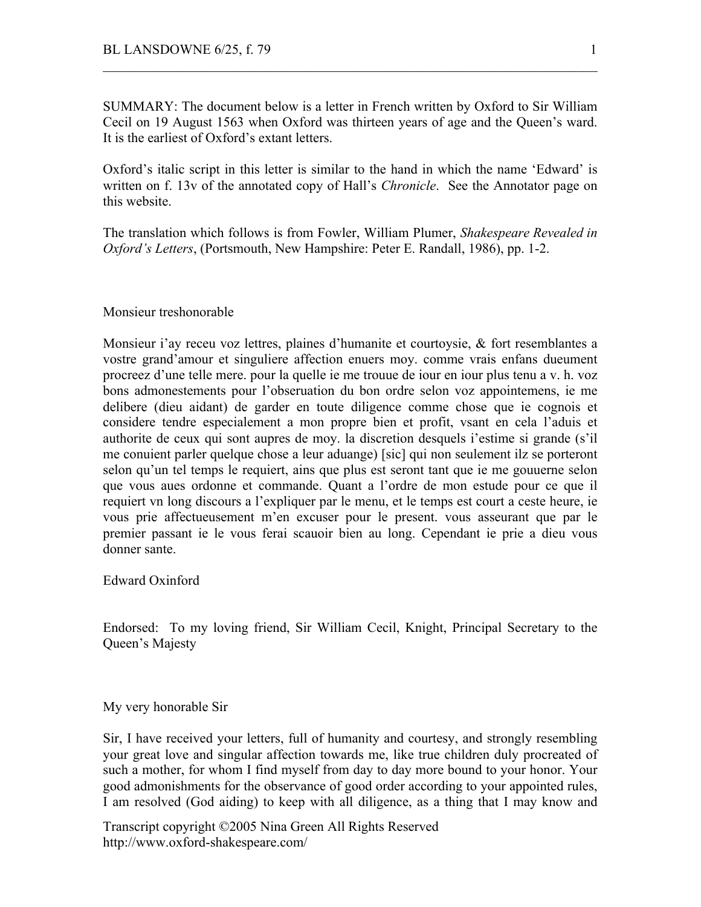SUMMARY: The document below is a letter in French written by Oxford to Sir William Cecil on 19 August 1563 when Oxford was thirteen years of age and the Queen's ward. It is the earliest of Oxford's extant letters.

Oxford's italic script in this letter is similar to the hand in which the name 'Edward' is written on f. 13v of the annotated copy of Hall's *Chronicle*. See the Annotator page on this website.

The translation which follows is from Fowler, William Plumer, *Shakespeare Revealed in Oxford's Letters*, (Portsmouth, New Hampshire: Peter E. Randall, 1986), pp. 1-2.

Monsieur treshonorable

Monsieur i'ay receu voz lettres, plaines d'humanite et courtoysie, & fort resemblantes a vostre grand'amour et singuliere affection enuers moy. comme vrais enfans dueument procreez d'une telle mere. pour la quelle ie me trouue de iour en iour plus tenu a v. h. voz bons admonestements pour l'obseruation du bon ordre selon voz appointemens, ie me delibere (dieu aidant) de garder en toute diligence comme chose que ie cognois et considere tendre especialement a mon propre bien et profit, vsant en cela l'aduis et authorite de ceux qui sont aupres de moy. la discretion desquels i'estime si grande (s'il me conuient parler quelque chose a leur aduange) [sic] qui non seulement ilz se porteront selon qu'un tel temps le requiert, ains que plus est seront tant que ie me gouuerne selon que vous aues ordonne et commande. Quant a l'ordre de mon estude pour ce que il requiert vn long discours a l'expliquer par le menu, et le temps est court a ceste heure, ie vous prie affectueusement m'en excuser pour le present. vous asseurant que par le premier passant ie le vous ferai scauoir bien au long. Cependant ie prie a dieu vous donner sante.

Edward Oxinford

Endorsed: To my loving friend, Sir William Cecil, Knight, Principal Secretary to the Queen's Majesty

My very honorable Sir

Sir, I have received your letters, full of humanity and courtesy, and strongly resembling your great love and singular affection towards me, like true children duly procreated of such a mother, for whom I find myself from day to day more bound to your honor. Your good admonishments for the observance of good order according to your appointed rules, I am resolved (God aiding) to keep with all diligence, as a thing that I may know and

Transcript copyright ©2005 Nina Green All Rights Reserved
http://www.oxford-shakespeare.com/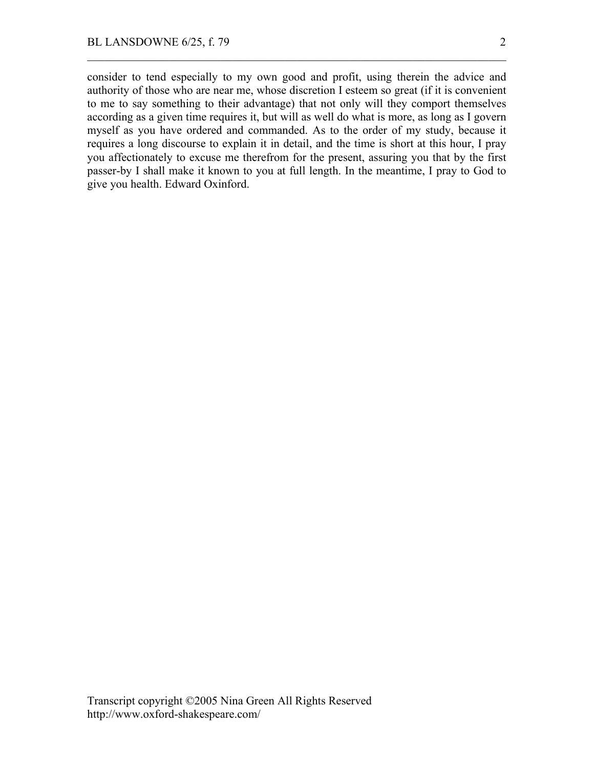consider to tend especially to my own good and profit, using therein the advice and authority of those who are near me, whose discretion I esteem so great (if it is convenient to me to say something to their advantage) that not only will they comport themselves according as a given time requires it, but will as well do what is more, as long as I govern myself as you have ordered and commanded. As to the order of my study, because it requires a long discourse to explain it in detail, and the time is short at this hour, I pray you affectionately to excuse me therefrom for the present, assuring you that by the first passer-by I shall make it known to you at full length. In the meantime, I pray to God to give you health. Edward Oxinford.